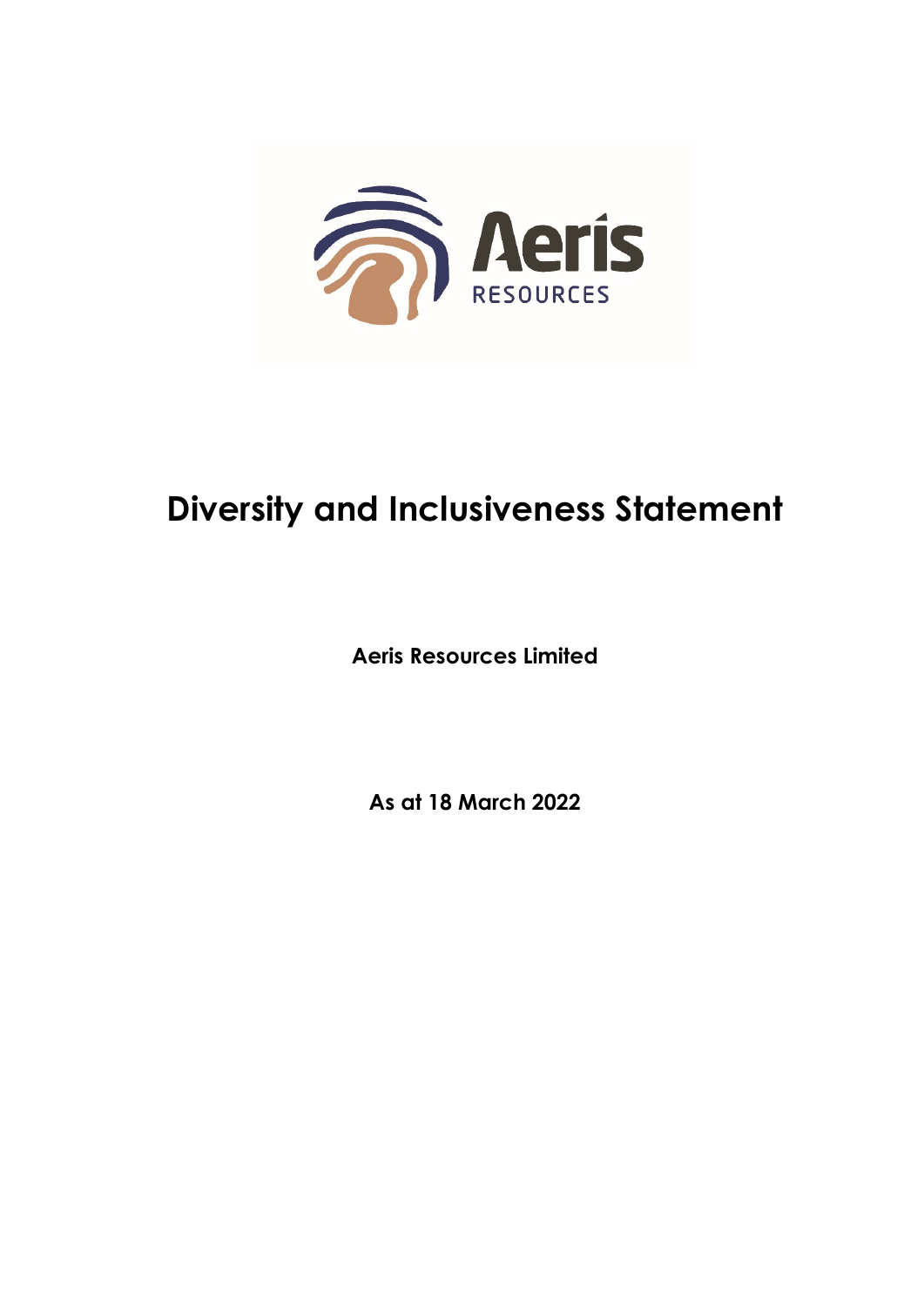# Diversity and Inclusiveness Statement

**Aeris Resources Limited**

**As at 18 March 2022**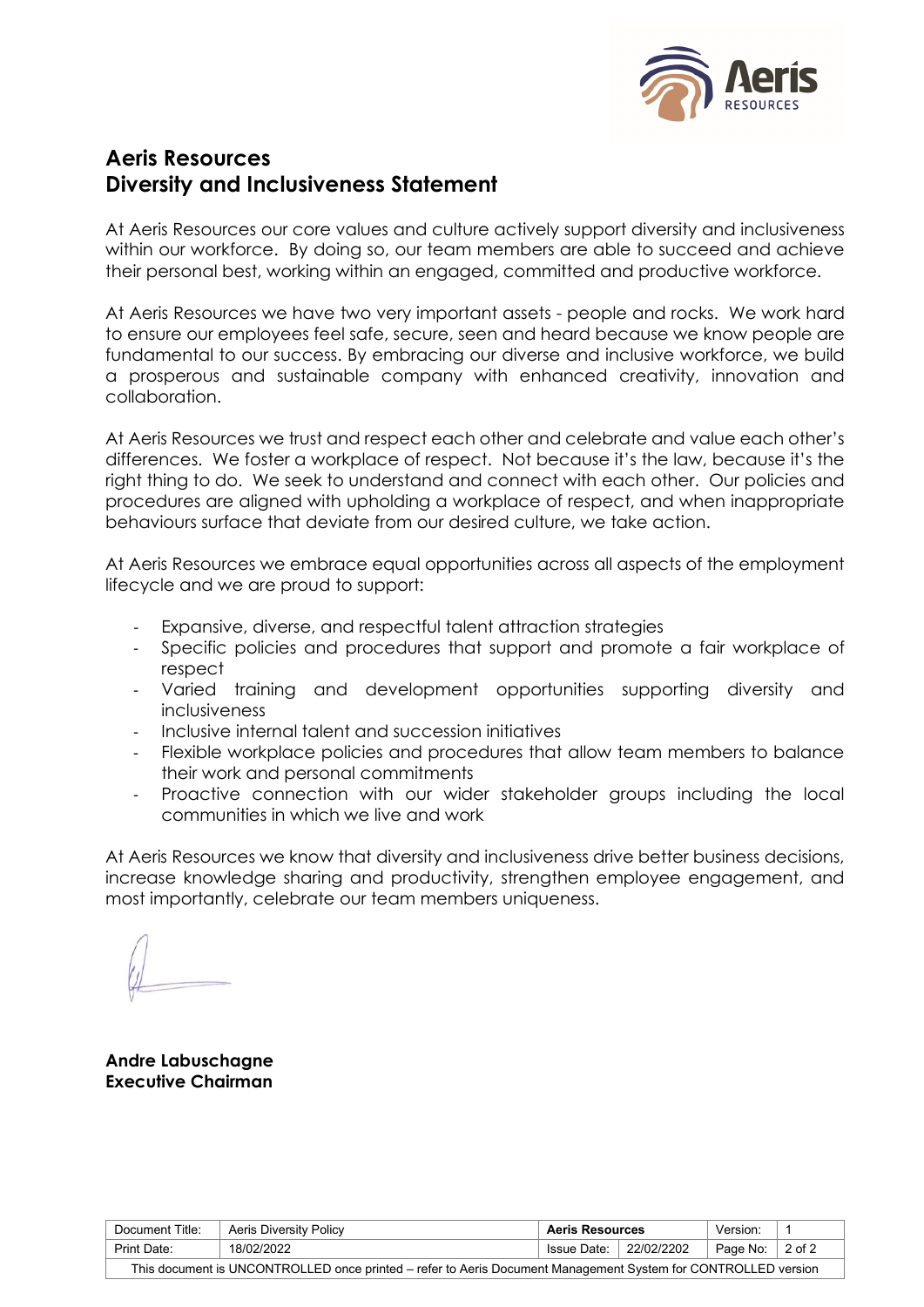# Aeris Resources
# Diversity and Inclusiveness Statement

At Aeris Resources our core values and culture actively support diversity and inclusiveness within our workforce. By doing so, our team members are able to succeed and achieve their personal best, working within an engaged, committed and productive workforce.

At Aeris Resources we have two very important assets - people and rocks. We work hard to ensure our employees feel safe, secure, seen and heard because we know people are fundamental to our success. By embracing our diverse and inclusive workforce, we build a prosperous and sustainable company with enhanced creativity, innovation and collaboration.

At Aeris Resources we trust and respect each other and celebrate and value each other's differences. We foster a workplace of respect. Not because it's the law, because it's the right thing to do. We seek to understand and connect with each other. Our policies and procedures are aligned with upholding a workplace of respect, and when inappropriate behaviours surface that deviate from our desired culture, we take action.

At Aeris Resources we embrace equal opportunities across all aspects of the employment lifecycle and we are proud to support:

- Expansive, diverse, and respectful talent attraction strategies
- Specific policies and procedures that support and promote a fair workplace of respect
- Varied training and development opportunities supporting diversity and inclusiveness
- Inclusive internal talent and succession initiatives
- Flexible workplace policies and procedures that allow team members to balance their work and personal commitments
- Proactive connection with our wider stakeholder groups including the local communities in which we live and work

At Aeris Resources we know that diversity and inclusiveness drive better business decisions, increase knowledge sharing and productivity, strengthen employee engagement, and most importantly, celebrate our team members uniqueness.

**Andre Labuschagne**
**Executive Chairman**

| | | | | | |
|---|---|---|---|---|---|
| Document Title: | Aeris Diversity Policy | **Aeris Resources** | | Version: | 1 |
| Print Date: | 18/02/2022 | Issue Date: | 22/02/2202 | Page No: | 2 of 2 |

This document is UNCONTROLLED once printed – refer to Aeris Document Management System for CONTROLLED version